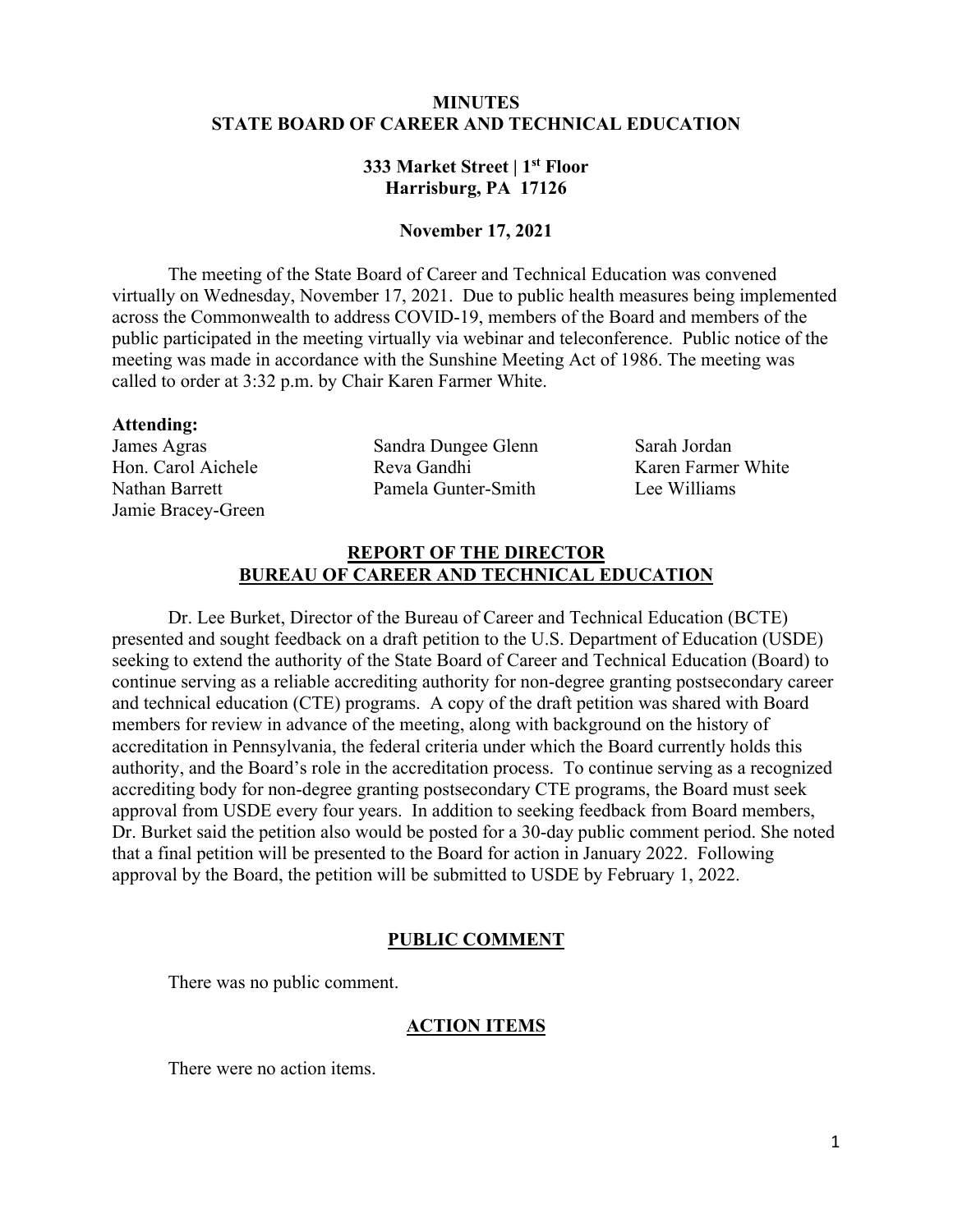# MINUTES
# STATE BOARD OF CAREER AND TECHNICAL EDUCATION

**333 Market Street | 1st Floor**
**Harrisburg, PA 17126**

**November 17, 2021**

The meeting of the State Board of Career and Technical Education was convened virtually on Wednesday, November 17, 2021. Due to public health measures being implemented across the Commonwealth to address COVID-19, members of the Board and members of the public participated in the meeting virtually via webinar and teleconference. Public notice of the meeting was made in accordance with the Sunshine Meeting Act of 1986. The meeting was called to order at 3:32 p.m. by Chair Karen Farmer White.

**Attending:**

James Agras
Hon. Carol Aichele
Nathan Barrett
Jamie Bracey-Green
Sandra Dungee Glenn
Reva Gandhi
Pamela Gunter-Smith
Sarah Jordan
Karen Farmer White
Lee Williams

## REPORT OF THE DIRECTOR BUREAU OF CAREER AND TECHNICAL EDUCATION

Dr. Lee Burket, Director of the Bureau of Career and Technical Education (BCTE) presented and sought feedback on a draft petition to the U.S. Department of Education (USDE) seeking to extend the authority of the State Board of Career and Technical Education (Board) to continue serving as a reliable accrediting authority for non-degree granting postsecondary career and technical education (CTE) programs. A copy of the draft petition was shared with Board members for review in advance of the meeting, along with background on the history of accreditation in Pennsylvania, the federal criteria under which the Board currently holds this authority, and the Board's role in the accreditation process. To continue serving as a recognized accrediting body for non-degree granting postsecondary CTE programs, the Board must seek approval from USDE every four years. In addition to seeking feedback from Board members, Dr. Burket said the petition also would be posted for a 30-day public comment period. She noted that a final petition will be presented to the Board for action in January 2022. Following approval by the Board, the petition will be submitted to USDE by February 1, 2022.

## PUBLIC COMMENT

There was no public comment.

## ACTION ITEMS

There were no action items.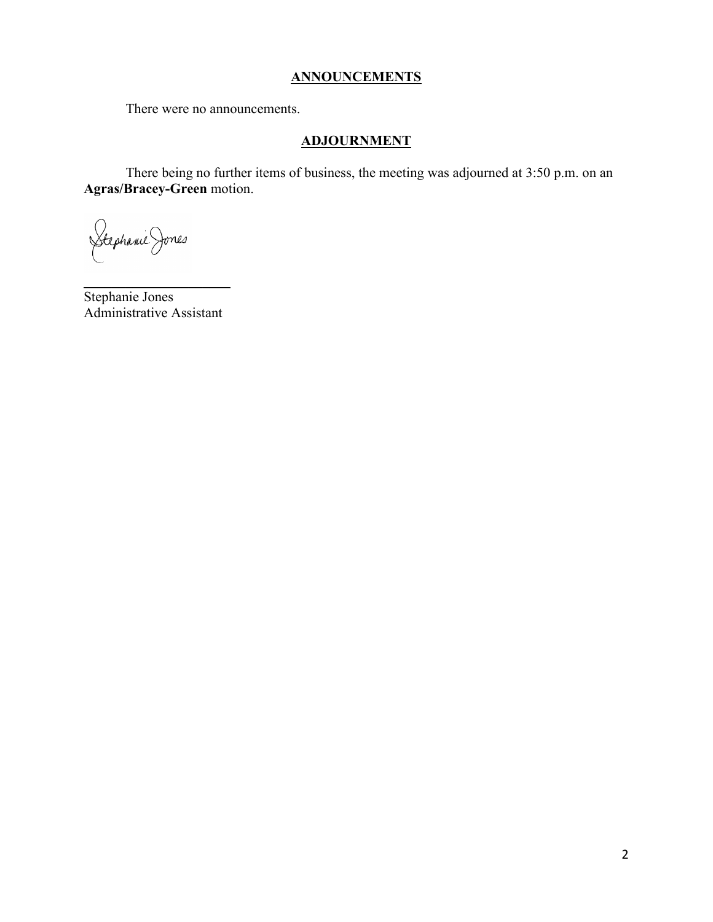## ANNOUNCEMENTS

There were no announcements.

## ADJOURNMENT

There being no further items of business, the meeting was adjourned at 3:50 p.m. on an **Agras/Bracey-Green** motion.

Stephanie Jones
Administrative Assistant